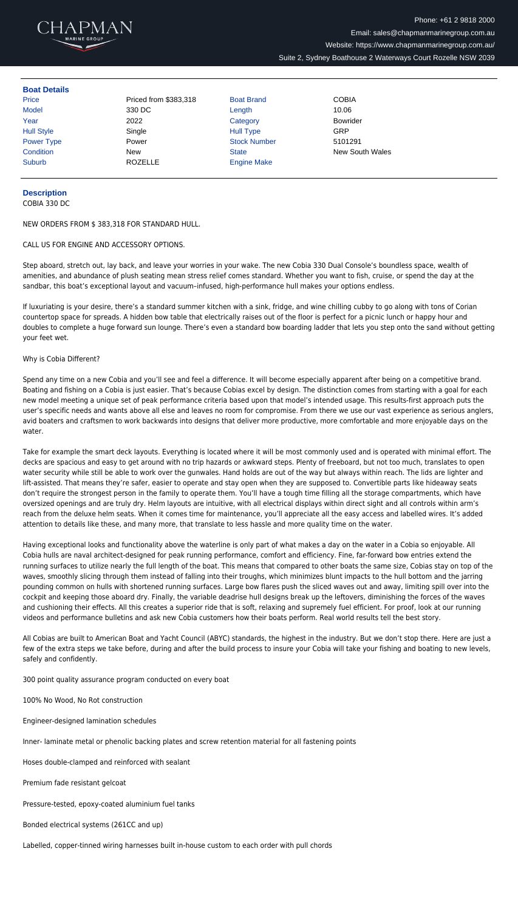CHAPMAN
MARINE GROUP

Phone: +61 2 9818 2000
Email: sales@chapmanmarinegroup.com.au
Website: https://www.chapmanmarinegroup.com.au/
Suite 2, Sydney Boathouse 2 Waterways Court Rozelle NSW 2039

## Boat Details

| | | | |
|---|---|---|---|
| Price | Priced from $383,318 | Boat Brand | COBIA |
| Model | 330 DC | Length | 10.06 |
| Year | 2022 | Category | Bowrider |
| Hull Style | Single | Hull Type | GRP |
| Power Type | Power | Stock Number | 5101291 |
| Condition | New | State | New South Wales |
| Suburb | ROZELLE | Engine Make | |

## Description

COBIA 330 DC

NEW ORDERS FROM $ 383,318 FOR STANDARD HULL.

CALL US FOR ENGINE AND ACCESSORY OPTIONS.

Step aboard, stretch out, lay back, and leave your worries in your wake. The new Cobia 330 Dual Console's boundless space, wealth of amenities, and abundance of plush seating mean stress relief comes standard. Whether you want to fish, cruise, or spend the day at the sandbar, this boat's exceptional layout and vacuum–infused, high-performance hull makes your options endless.

If luxuriating is your desire, there's a standard summer kitchen with a sink, fridge, and wine chilling cubby to go along with tons of Corian countertop space for spreads. A hidden bow table that electrically raises out of the floor is perfect for a picnic lunch or happy hour and doubles to complete a huge forward sun lounge. There's even a standard bow boarding ladder that lets you step onto the sand without getting your feet wet.

Why is Cobia Different?

Spend any time on a new Cobia and you'll see and feel a difference. It will become especially apparent after being on a competitive brand. Boating and fishing on a Cobia is just easier. That's because Cobias excel by design. The distinction comes from starting with a goal for each new model meeting a unique set of peak performance criteria based upon that model's intended usage. This results-first approach puts the user's specific needs and wants above all else and leaves no room for compromise. From there we use our vast experience as serious anglers, avid boaters and craftsmen to work backwards into designs that deliver more productive, more comfortable and more enjoyable days on the water.

Take for example the smart deck layouts. Everything is located where it will be most commonly used and is operated with minimal effort. The decks are spacious and easy to get around with no trip hazards or awkward steps. Plenty of freeboard, but not too much, translates to open water security while still be able to work over the gunwales. Hand holds are out of the way but always within reach. The lids are lighter and lift-assisted. That means they're safer, easier to operate and stay open when they are supposed to. Convertible parts like hideaway seats don't require the strongest person in the family to operate them. You'll have a tough time filling all the storage compartments, which have oversized openings and are truly dry. Helm layouts are intuitive, with all electrical displays within direct sight and all controls within arm's reach from the deluxe helm seats. When it comes time for maintenance, you'll appreciate all the easy access and labelled wires. It's added attention to details like these, and many more, that translate to less hassle and more quality time on the water.

Having exceptional looks and functionality above the waterline is only part of what makes a day on the water in a Cobia so enjoyable. All Cobia hulls are naval architect-designed for peak running performance, comfort and efficiency. Fine, far-forward bow entries extend the running surfaces to utilize nearly the full length of the boat. This means that compared to other boats the same size, Cobias stay on top of the waves, smoothly slicing through them instead of falling into their troughs, which minimizes blunt impacts to the hull bottom and the jarring pounding common on hulls with shortened running surfaces. Large bow flares push the sliced waves out and away, limiting spill over into the cockpit and keeping those aboard dry. Finally, the variable deadrise hull designs break up the leftovers, diminishing the forces of the waves and cushioning their effects. All this creates a superior ride that is soft, relaxing and supremely fuel efficient. For proof, look at our running videos and performance bulletins and ask new Cobia customers how their boats perform. Real world results tell the best story.

All Cobias are built to American Boat and Yacht Council (ABYC) standards, the highest in the industry. But we don't stop there. Here are just a few of the extra steps we take before, during and after the build process to insure your Cobia will take your fishing and boating to new levels, safely and confidently.

300 point quality assurance program conducted on every boat

100% No Wood, No Rot construction

Engineer-designed lamination schedules

Inner- laminate metal or phenolic backing plates and screw retention material for all fastening points

Hoses double-clamped and reinforced with sealant

Premium fade resistant gelcoat

Pressure-tested, epoxy-coated aluminium fuel tanks

Bonded electrical systems (261CC and up)

Labelled, copper-tinned wiring harnesses built in-house custom to each order with pull chords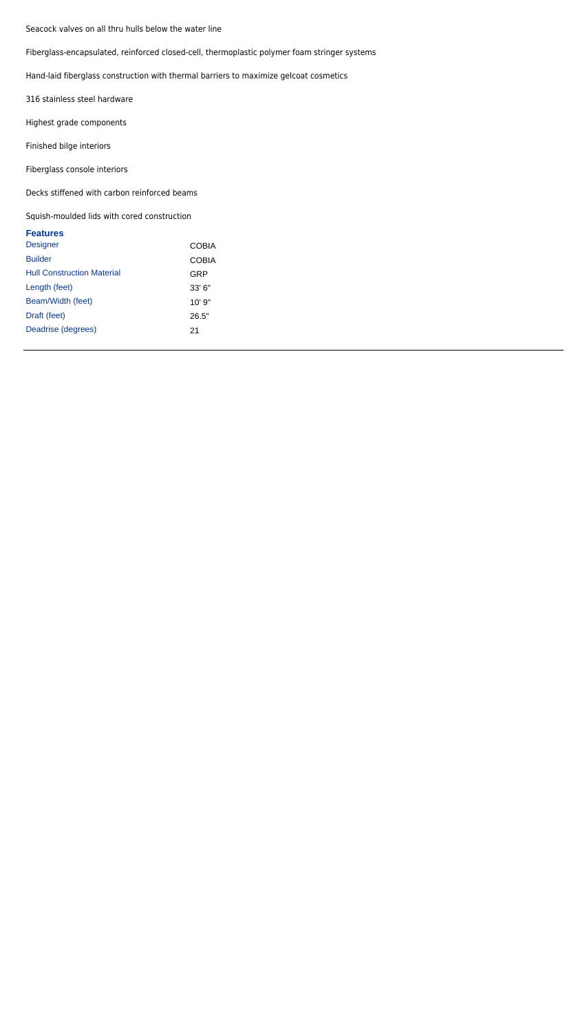Seacock valves on all thru hulls below the water line

Fiberglass-encapsulated, reinforced closed-cell, thermoplastic polymer foam stringer systems

Hand-laid fiberglass construction with thermal barriers to maximize gelcoat cosmetics

316 stainless steel hardware

Highest grade components

Finished bilge interiors

Fiberglass console interiors

Decks stiffened with carbon reinforced beams

Squish-moulded lids with cored construction

### Features

| | |
|---|---|
| Designer | COBIA |
| Builder | COBIA |
| Hull Construction Material | GRP |
| Length (feet) | 33' 6" |
| Beam/Width (feet) | 10' 9" |
| Draft (feet) | 26.5" |
| Deadrise (degrees) | 21 |